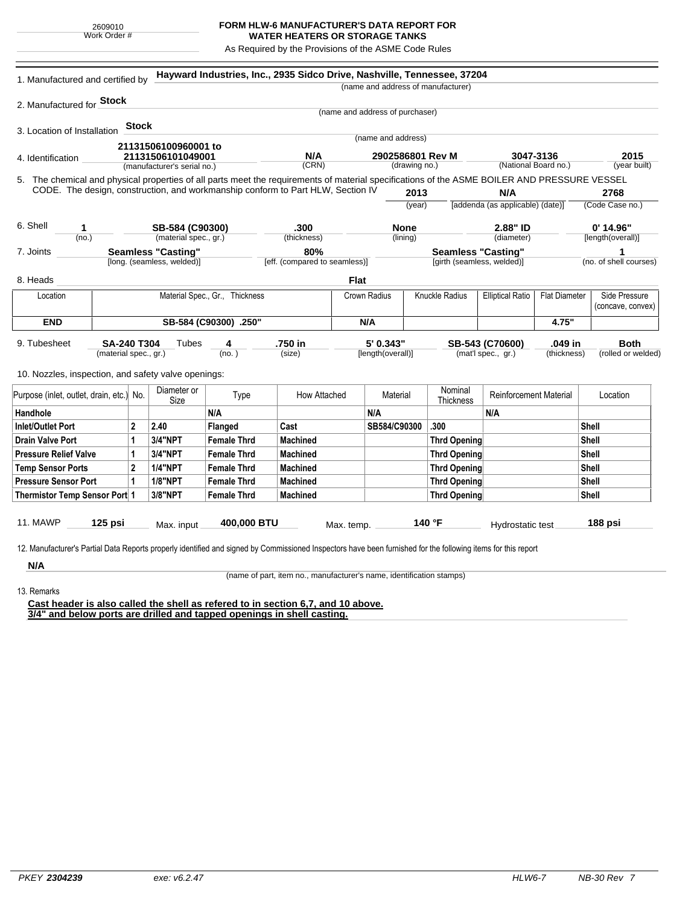2609010
Work Order #

# FORM HLW-6 MANUFACTURER'S DATA REPORT FOR WATER HEATERS OR STORAGE TANKS

As Required by the Provisions of the ASME Code Rules

1. Manufactured and certified by **Hayward Industries, Inc., 2935 Sidco Drive, Nashville, Tennessee, 37204**
(name and address of manufacturer)

2. Manufactured for **Stock**
(name and address of purchaser)

3. Location of Installation **Stock**
(name and address)

4. Identification **21131506100960001 to 21131506101049001** (manufacturer's serial no.) — **N/A** (CRN) — **2902586801 Rev M** (drawing no.) — **3047-3136** (National Board no.) — **2015** (year built)

5. The chemical and physical properties of all parts meet the requirements of material specifications of the ASME BOILER AND PRESSURE VESSEL CODE. The design, construction, and workmanship conform to Part HLW, Section IV **2013** (year) **N/A** [addenda (as applicable) (date)] **2768** (Code Case no.)

6. Shell **1** (no.) — **SB-584 (C90300)** (material spec., gr.) — **.300** (thickness) — **None** (lining) — **2.88" ID** (diameter) — **0' 14.96"** [length(overall)]

7. Joints **Seamless "Casting"** [long. (seamless, welded)] — **80%** [eff. (compared to seamless)] — **Seamless "Casting"** [girth (seamless, welded)] — **1** (no. of shell courses)

8. Heads **Flat**

| Location | Material Spec., Gr., Thickness | Crown Radius | Knuckle Radius | Elliptical Ratio | Flat Diameter | Side Pressure (concave, convex) |
|---|---|---|---|---|---|---|
| **END** | **SB-584 (C90300) .250"** | **N/A** | | | **4.75"** | |

9. Tubesheet **SA-240 T304** (material spec., gr.) Tubes **4** (no.) — **.750 in** (size) — **5' 0.343"** [length(overall)] — **SB-543 (C70600)** (mat'l spec., gr.) — **.049 in** (thickness) — **Both** (rolled or welded)

10. Nozzles, inspection, and safety valve openings:

| Purpose (inlet, outlet, drain, etc.) | No. | Diameter or Size | Type | How Attached | Material | Nominal Thickness | Reinforcement Material | Location |
|---|---|---|---|---|---|---|---|---|
| **Handhole** | | | **N/A** | | **N/A** | | **N/A** | |
| **Inlet/Outlet Port** | **2** | **2.40** | **Flanged** | **Cast** | **SB584/C90300** | **.300** | | **Shell** |
| **Drain Valve Port** | **1** | **3/4"NPT** | **Female Thrd** | **Machined** | | **Thrd Opening** | | **Shell** |
| **Pressure Relief Valve** | **1** | **3/4"NPT** | **Female Thrd** | **Machined** | | **Thrd Opening** | | **Shell** |
| **Temp Sensor Ports** | **2** | **1/4"NPT** | **Female Thrd** | **Machined** | | **Thrd Opening** | | **Shell** |
| **Pressure Sensor Port** | **1** | **1/8"NPT** | **Female Thrd** | **Machined** | | **Thrd Opening** | | **Shell** |
| **Thermistor Temp Sensor Port** | **1** | **3/8"NPT** | **Female Thrd** | **Machined** | | **Thrd Opening** | | **Shell** |

11. MAWP **125 psi** Max. input **400,000 BTU** Max. temp. **140 °F** Hydrostatic test **188 psi**

12. Manufacturer's Partial Data Reports properly identified and signed by Commissioned Inspectors have been furnished for the following items for this report

**N/A**
(name of part, item no., manufacturer's name, identification stamps)

13. Remarks

**Cast header is also called the shell as refered to in section 6,7, and 10 above.**
**3/4" and below ports are drilled and tapped openings in shell casting.**

PKEY **2304239** exe: v6.2.47 HLW6-7 NB-30 Rev 7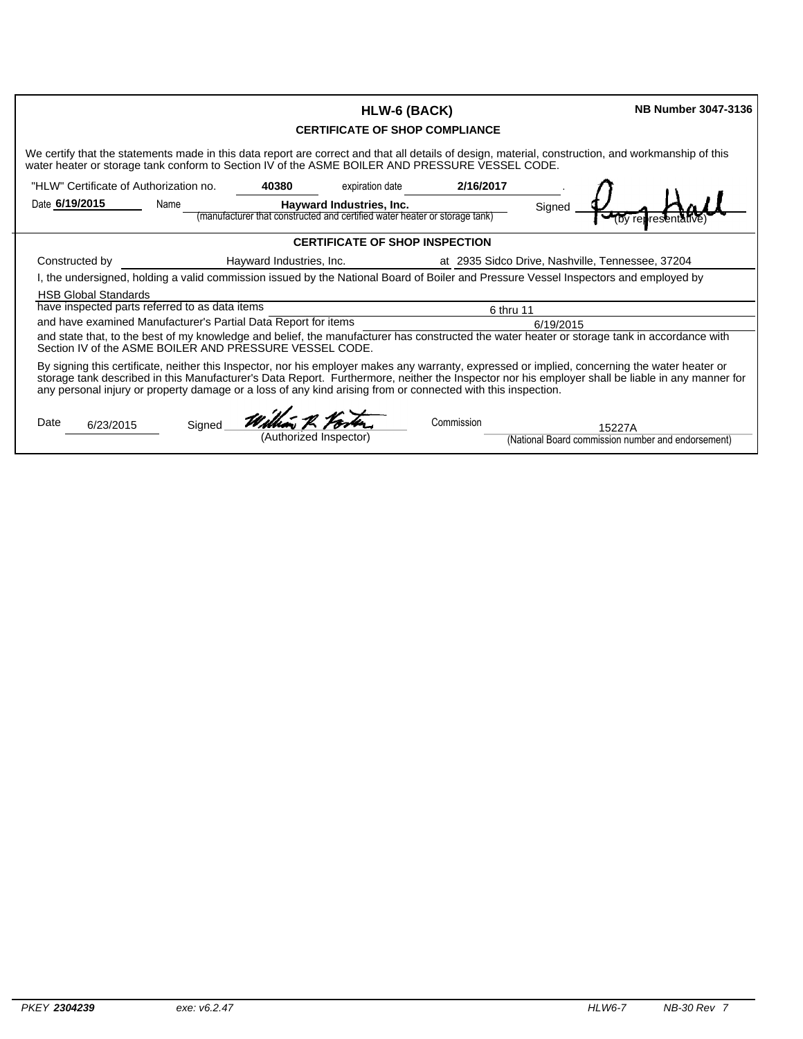# HLW-6 (BACK)

**NB Number 3047-3136**

## CERTIFICATE OF SHOP COMPLIANCE

We certify that the statements made in this data report are correct and that all details of design, material, construction, and workmanship of this water heater or storage tank conform to Section IV of the ASME BOILER AND PRESSURE VESSEL CODE.

"HLW" Certificate of Authorization no. **40380** expiration date **2/16/2017** .

Date **6/19/2015** Name **Hayward Industries, Inc.** Signed Perry Hall
(manufacturer that constructed and certified water heater or storage tank) (by representative)

## CERTIFICATE OF SHOP INSPECTION

Constructed by Hayward Industries, Inc. at 2935 Sidco Drive, Nashville, Tennessee, 37204

I, the undersigned, holding a valid commission issued by the National Board of Boiler and Pressure Vessel Inspectors and employed by HSB Global Standards

have inspected parts referred to as data items 6 thru 11

and have examined Manufacturer's Partial Data Report for items 6/19/2015

and state that, to the best of my knowledge and belief, the manufacturer has constructed the water heater or storage tank in accordance with Section IV of the ASME BOILER AND PRESSURE VESSEL CODE.

By signing this certificate, neither this Inspector, nor his employer makes any warranty, expressed or implied, concerning the water heater or storage tank described in this Manufacturer's Data Report. Furthermore, neither the Inspector nor his employer shall be liable in any manner for any personal injury or property damage or a loss of any kind arising from or connected with this inspection.

Date 6/23/2015 Signed William R. Foster Commission 15227A
(Authorized Inspector) (National Board commission number and endorsement)

*PKEY* ***2304239*** *exe: v6.2.47* *HLW6-7* *NB-30 Rev 7*